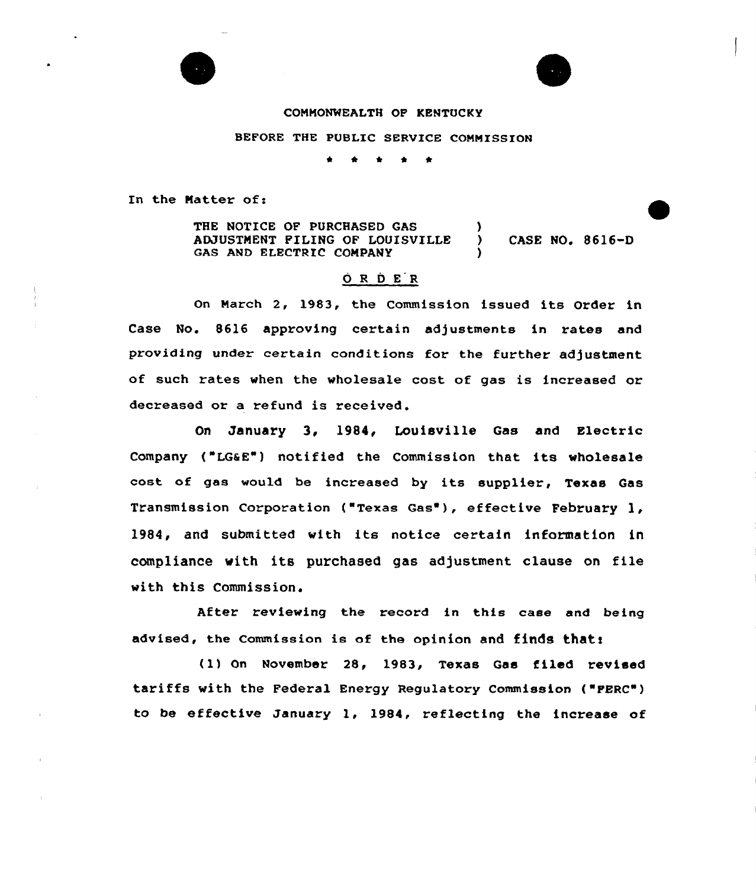COMMONWEALTH OF KENTUCKY

BEFORE THE PUBLIC SERVICE COMMISSION

\* \* \* \* \*

In the Matter of:

| | | |
|---|---|---|
| THE NOTICE OF PURCHASED GAS ADJUSTMENT FILING OF LOUISVILLE GAS AND ELECTRIC COMPANY | ) | CASE NO. 8616-D |

## O R D E R

On March 2, 1983, the Commission issued its Order in Case No. 8616 approving certain adjustments in rates and providing under certain conditions for the further adjustment of such rates when the wholesale cost of gas is increased or decreased or a refund is received.

On January 3, 1984, Louisville Gas and Electric Company ("LG&E") notified the Commission that its wholesale cost of gas would be increased by its supplier, Texas Gas Transmission Corporation ("Texas Gas"), effective February 1, 1984, and submitted with its notice certain information in compliance with its purchased gas adjustment clause on file with this Commission.

After reviewing the record in this case and being advised, the Commission is of the opinion and finds that:

(1) On November 28, 1983, Texas Gas filed revised tariffs with the Federal Energy Regulatory Commission ("FERC") to be effective January 1, 1984, reflecting the increase of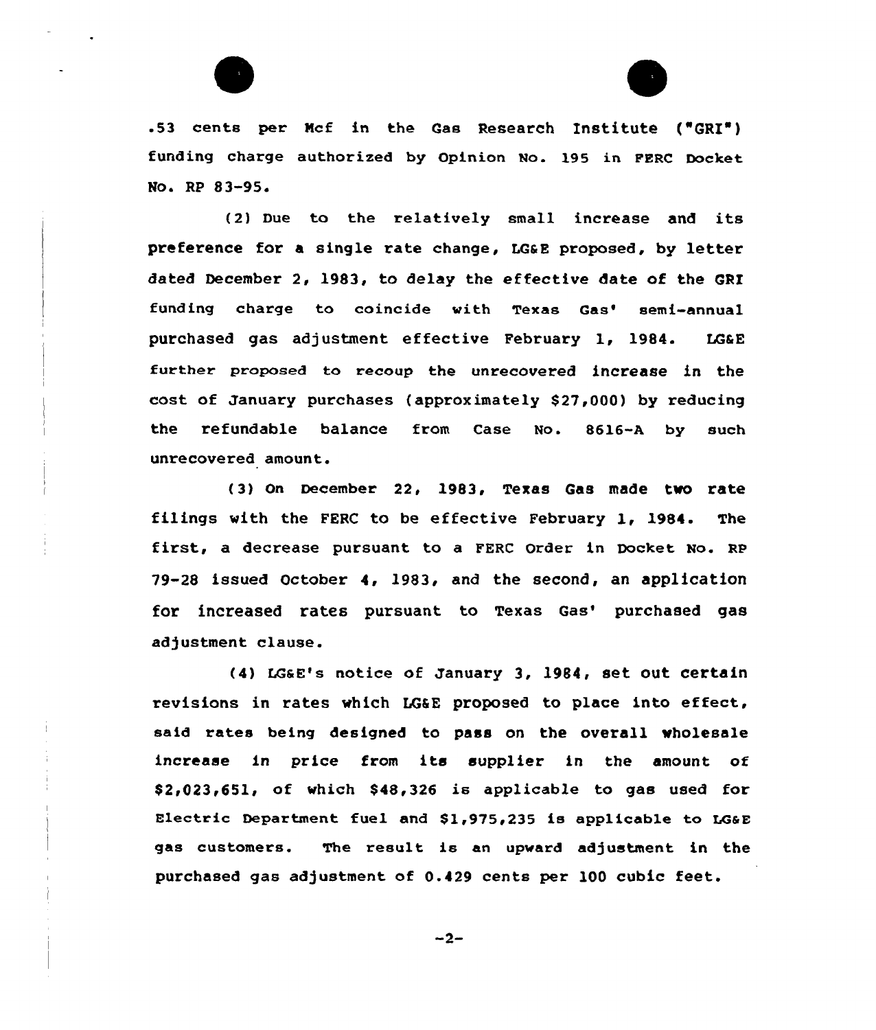.53 cents per Mcf in the Gas Research Institute ("GRI") funding charge authorized by Opinion No. 195 in FERC Docket No. RP 83-95.

(2) Due to the relatively small increase and its preference for a single rate change, LG&E proposed, by letter dated December 2, 1983, to delay the effective date of the GRI funding charge to coincide with Texas Gas' semi-annual purchased gas adjustment effective February 1, 1984. LG&E further proposed to recoup the unrecovered increase in the cost of January purchases (approximately $27,000) by reducing the refundable balance from Case No. 8616-A by such unrecovered amount.

(3) On December 22, 1983, Texas Gas made two rate filings with the FERC to be effective February 1, 1984. The first, a decrease pursuant to a FERC Order in Docket No. RP 79-28 issued October 4, 1983, and the second, an application for increased rates pursuant to Texas Gas' purchased gas adjustment clause.

(4) LG&E's notice of January 3, 1984, set out certain revisions in rates which LG&E proposed to place into effect, said rates being designed to pass on the overall wholesale increase in price from its supplier in the amount of $2,023,651, of which $48,326 is applicable to gas used for Electric Department fuel and $1,975,235 is applicable to LG&E gas customers. The result is an upward adjustment in the purchased gas adjustment of 0.429 cents per 100 cubic feet.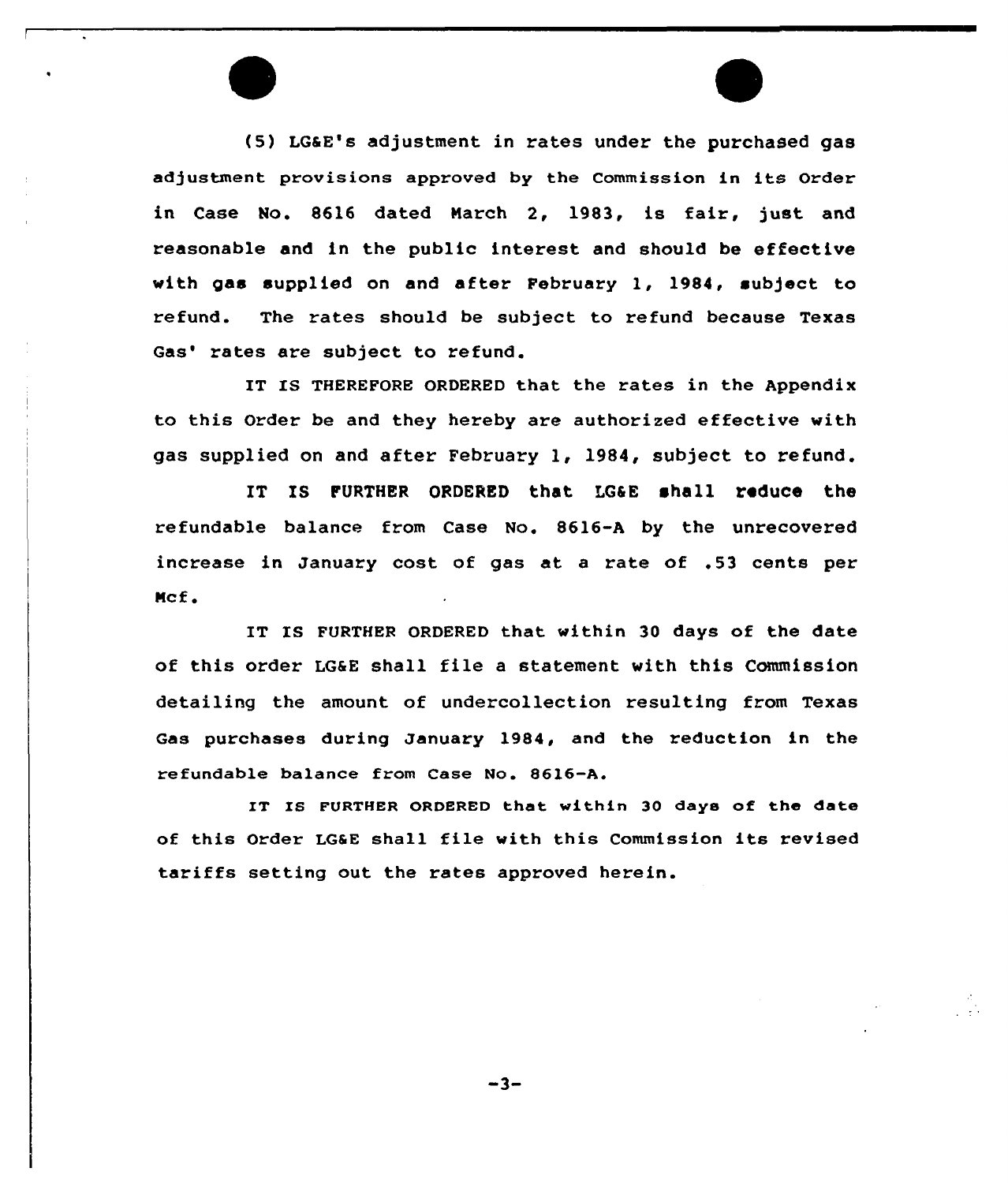(5) LG&E's adjustment in rates under the purchased gas adjustment provisions approved by the Commission in its Order in Case No. 8616 dated March 2, 1983, is fair, just and reasonable and in the public interest and should be effective with gas supplied on and after February 1, 1984, subject to refund. The rates should be subject to refund because Texas Gas' rates are subject to refund.

IT IS THEREFORE ORDERED that the rates in the Appendix to this Order be and they hereby are authorized effective with gas supplied on and after February 1, 1984, subject to refund.

IT IS FURTHER ORDERED that LG&E shall reduce the refundable balance from Case No. 8616-A by the unrecovered increase in January cost of gas at a rate of .53 cents per Mcf.

IT IS FURTHER ORDERED that within 30 days of the date of this order LG&E shall file a statement with this Commission detailing the amount of undercollection resulting from Texas Gas purchases during January 1984, and the reduction in the refundable balance from Case No. 8616-A.

IT IS FURTHER ORDERED that within 30 days of the date of this Order LG&E shall file with this Commission its revised tariffs setting out the rates approved herein.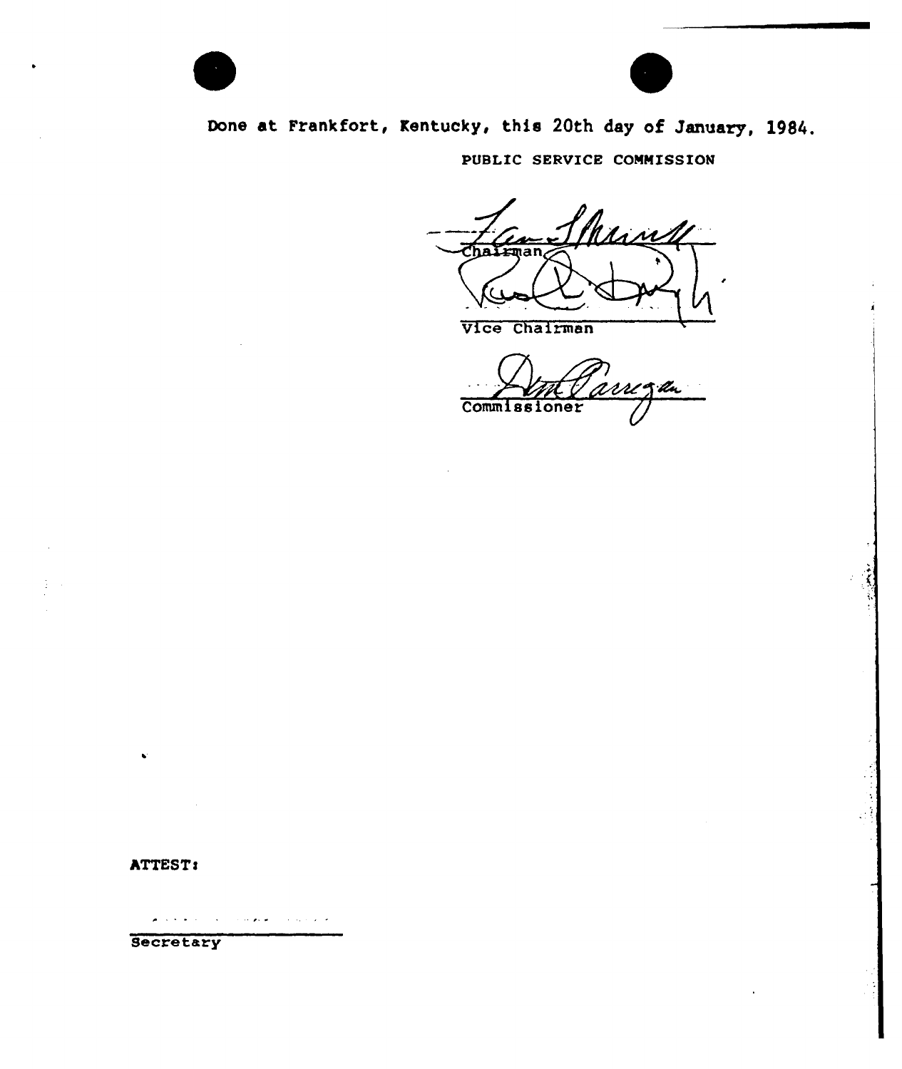Done at Frankfort, Kentucky, this 20th day of January, 1984.

PUBLIC SERVICE COMMISSION

Chairman

Vice Chairman

Commissioner

ATTEST:

Secretary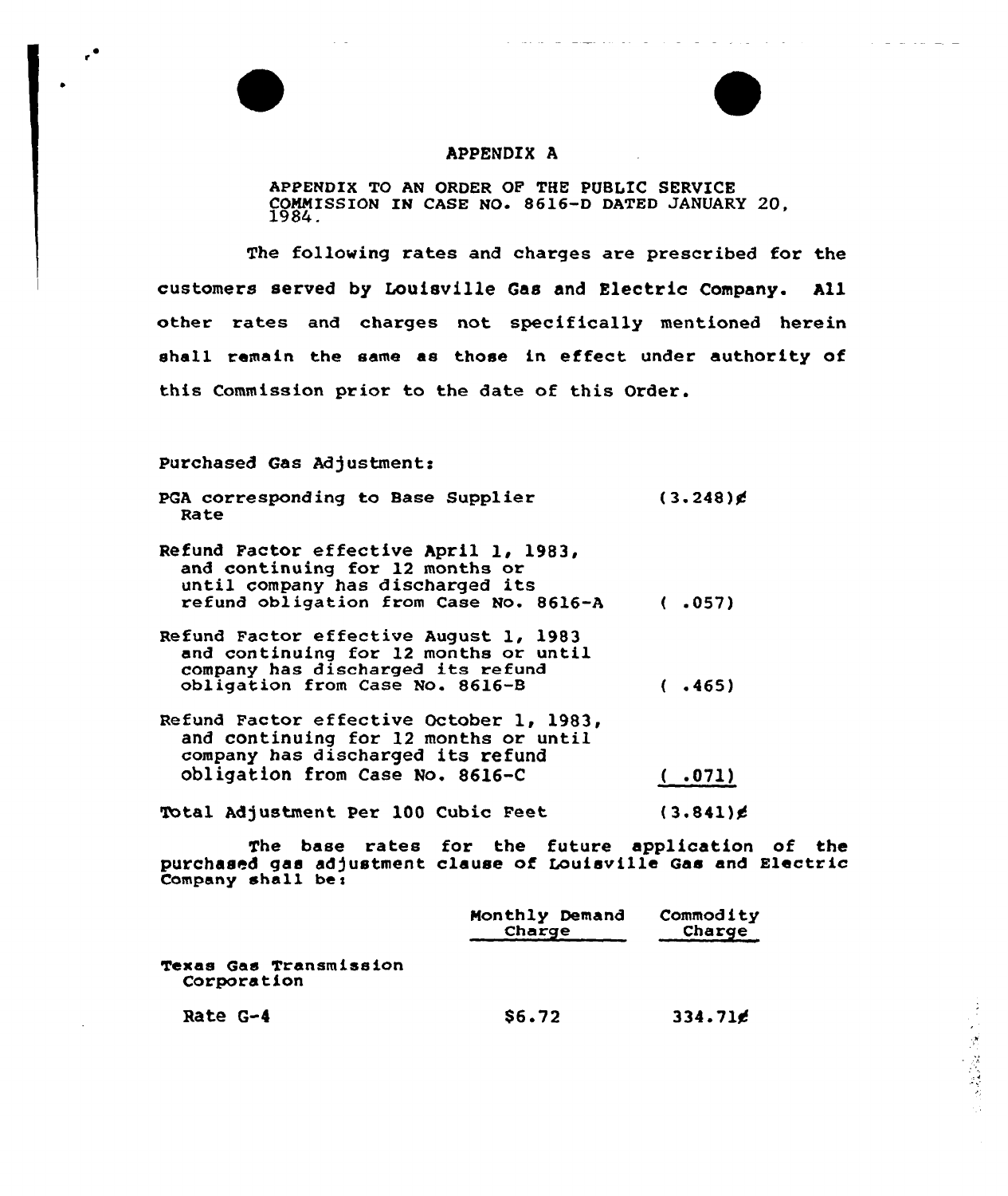# APPENDIX A

APPENDIX TO AN ORDER OF THE PUBLIC SERVICE COMMISSION IN CASE NO. 8616-D DATED JANUARY 20, 1984.

The following rates and charges are prescribed for the customers served by Louisville Gas and Electric Company. All other rates and charges not specifically mentioned herein shall remain the same as those in effect under authority of this Commission prior to the date of this Order.

Purchased Gas Adjustment:

| | |
|---|---|
| PGA corresponding to Base Supplier Rate | (3.248)¢ |
| Refund Factor effective April 1, 1983, and continuing for 12 months or until company has discharged its refund obligation from Case No. 8616-A | ( .057) |
| Refund Factor effective August 1, 1983 and continuing for 12 months or until company has discharged its refund obligation from Case No. 8616-B | ( .465) |
| Refund Factor effective October 1, 1983, and continuing for 12 months or until company has discharged its refund obligation from Case No. 8616-C | ( .071) |
| Total Adjustment Per 100 Cubic Feet | (3.841)¢ |

The base rates for the future application of the purchased gas adjustment clause of Louisville Gas and Electric Company shall be:

| | Monthly Demand Charge | Commodity Charge |
|---|---|---|
| Texas Gas Transmission Corporation | | |
| Rate G-4 | $6.72 | 334.71¢ |